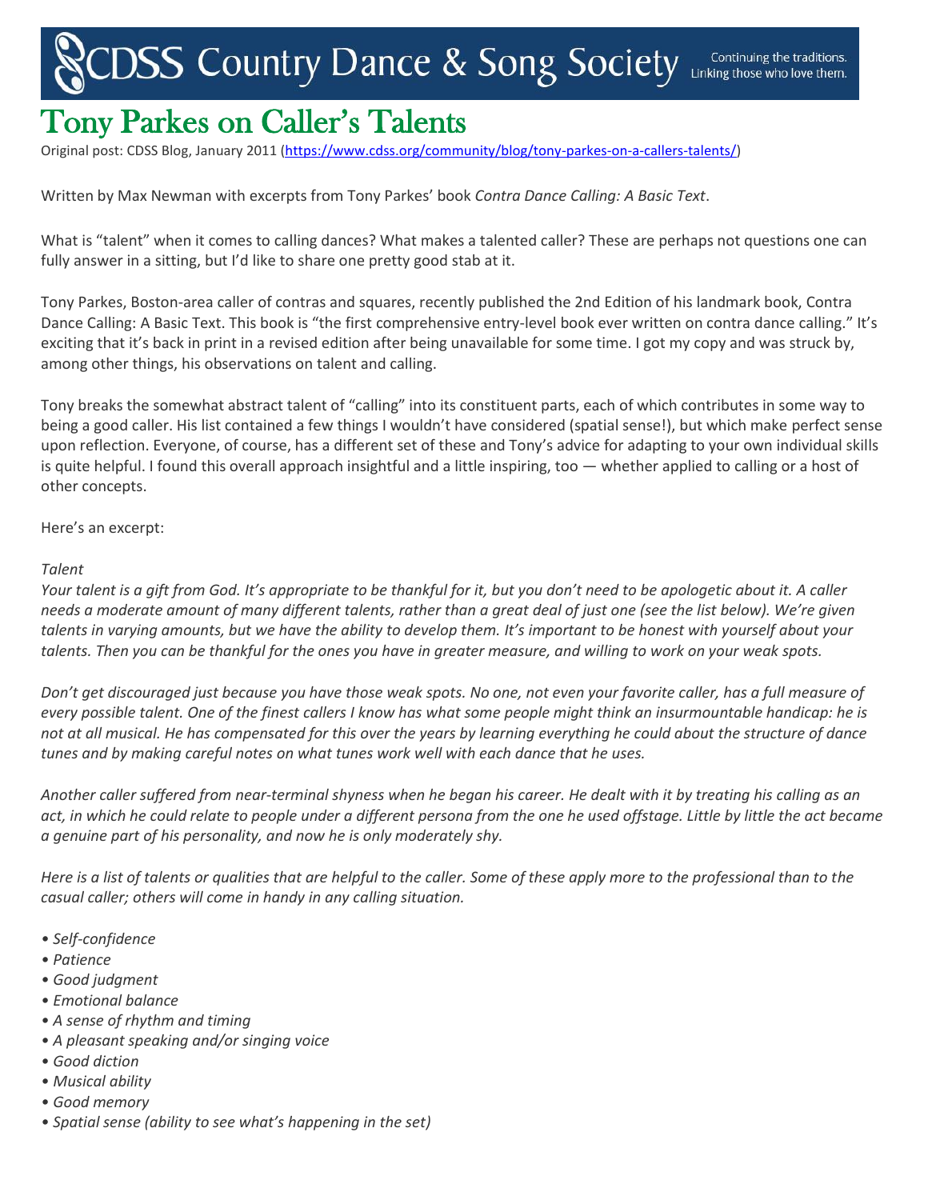CDSS Country Dance & Song Society — Continuing the traditions. Linking those who love them.

# Tony Parkes on Caller's Talents

Original post: CDSS Blog, January 2011 (https://www.cdss.org/community/blog/tony-parkes-on-a-callers-talents/)

Written by Max Newman with excerpts from Tony Parkes' book *Contra Dance Calling: A Basic Text*.

What is "talent" when it comes to calling dances? What makes a talented caller? These are perhaps not questions one can fully answer in a sitting, but I'd like to share one pretty good stab at it.

Tony Parkes, Boston-area caller of contras and squares, recently published the 2nd Edition of his landmark book, Contra Dance Calling: A Basic Text. This book is "the first comprehensive entry-level book ever written on contra dance calling." It's exciting that it's back in print in a revised edition after being unavailable for some time. I got my copy and was struck by, among other things, his observations on talent and calling.

Tony breaks the somewhat abstract talent of "calling" into its constituent parts, each of which contributes in some way to being a good caller. His list contained a few things I wouldn't have considered (spatial sense!), but which make perfect sense upon reflection. Everyone, of course, has a different set of these and Tony's advice for adapting to your own individual skills is quite helpful. I found this overall approach insightful and a little inspiring, too — whether applied to calling or a host of other concepts.

Here's an excerpt:

*Talent*

*Your talent is a gift from God. It's appropriate to be thankful for it, but you don't need to be apologetic about it. A caller needs a moderate amount of many different talents, rather than a great deal of just one (see the list below). We're given talents in varying amounts, but we have the ability to develop them. It's important to be honest with yourself about your talents. Then you can be thankful for the ones you have in greater measure, and willing to work on your weak spots.*

*Don't get discouraged just because you have those weak spots. No one, not even your favorite caller, has a full measure of every possible talent. One of the finest callers I know has what some people might think an insurmountable handicap: he is not at all musical. He has compensated for this over the years by learning everything he could about the structure of dance tunes and by making careful notes on what tunes work well with each dance that he uses.*

*Another caller suffered from near-terminal shyness when he began his career. He dealt with it by treating his calling as an act, in which he could relate to people under a different persona from the one he used offstage. Little by little the act became a genuine part of his personality, and now he is only moderately shy.*

*Here is a list of talents or qualities that are helpful to the caller. Some of these apply more to the professional than to the casual caller; others will come in handy in any calling situation.*

- *Self-confidence*
- *Patience*
- *Good judgment*
- *Emotional balance*
- *A sense of rhythm and timing*
- *A pleasant speaking and/or singing voice*
- *Good diction*
- *Musical ability*
- *Good memory*
- *Spatial sense (ability to see what's happening in the set)*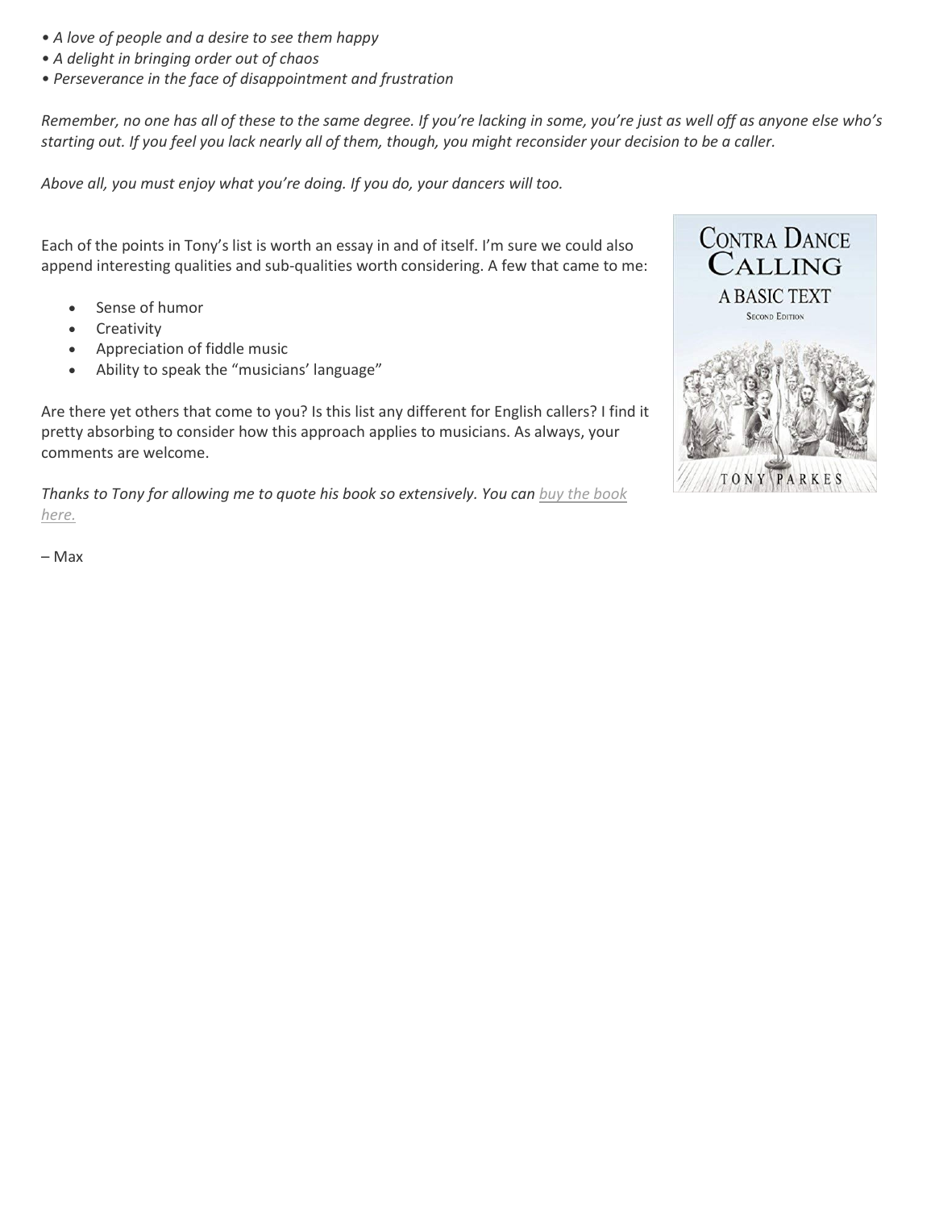*• A love of people and a desire to see them happy*
*• A delight in bringing order out of chaos*
*• Perseverance in the face of disappointment and frustration*

*Remember, no one has all of these to the same degree. If you're lacking in some, you're just as well off as anyone else who's starting out. If you feel you lack nearly all of them, though, you might reconsider your decision to be a caller.*

*Above all, you must enjoy what you're doing. If you do, your dancers will too.*

Each of the points in Tony's list is worth an essay in and of itself. I'm sure we could also append interesting qualities and sub-qualities worth considering. A few that came to me:

- Sense of humor
- Creativity
- Appreciation of fiddle music
- Ability to speak the "musicians' language"

Are there yet others that come to you? Is this list any different for English callers? I find it pretty absorbing to consider how this approach applies to musicians. As always, your comments are welcome.

*Thanks to Tony for allowing me to quote his book so extensively. You can buy the book here.*

– Max